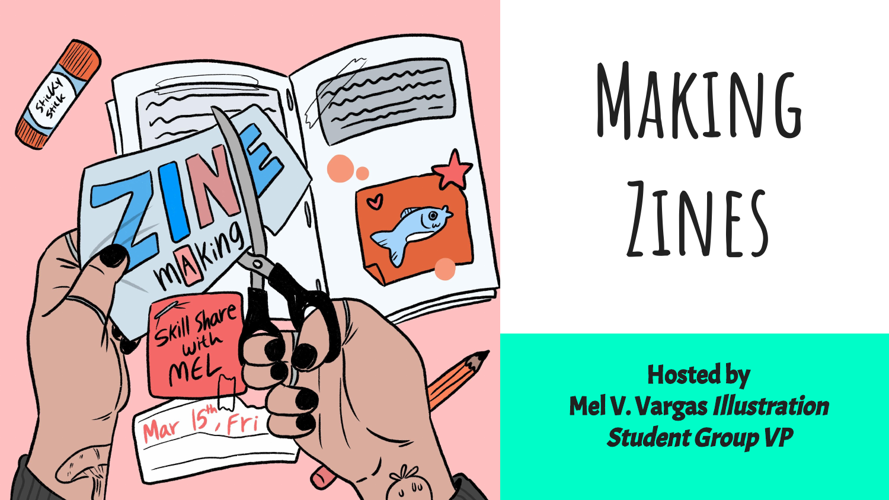# Making Zines

**Hosted by**
**Mel V. Vargas *Illustration Student Group VP***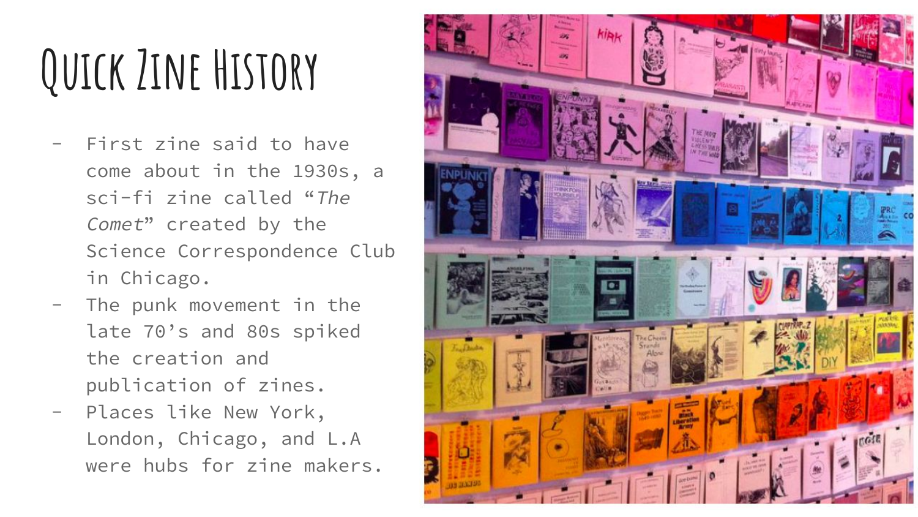# Quick Zine History

- First zine said to have come about in the 1930s, a sci-fi zine called "*The Comet*" created by the Science Correspondence Club in Chicago.
- The punk movement in the late 70's and 80s spiked the creation and publication of zines.
- Places like New York, London, Chicago, and L.A were hubs for zine makers.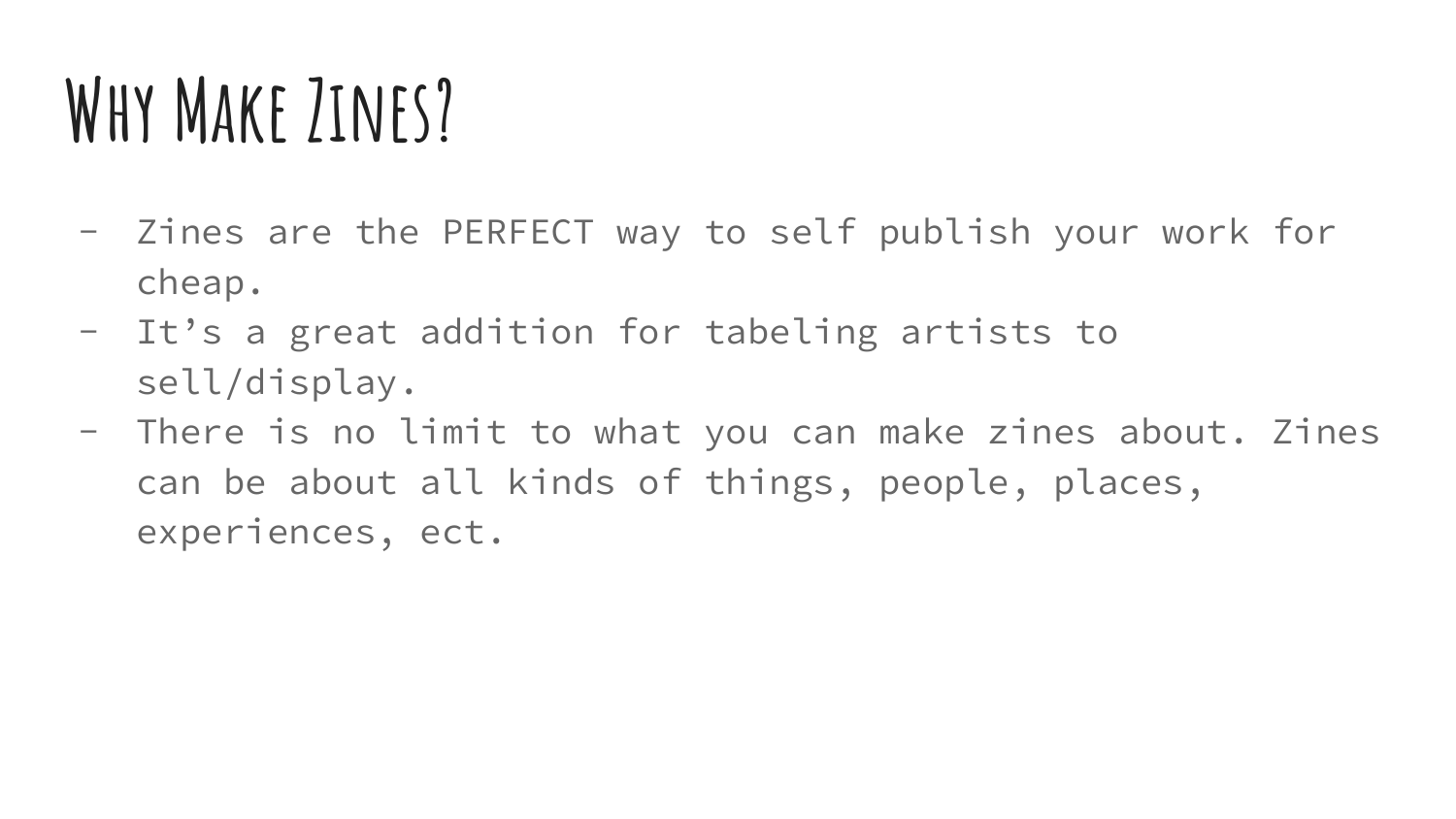# Why Make Zines?

- Zines are the PERFECT way to self publish your work for cheap.
- It's a great addition for tabeling artists to sell/display.
- There is no limit to what you can make zines about. Zines can be about all kinds of things, people, places, experiences, ect.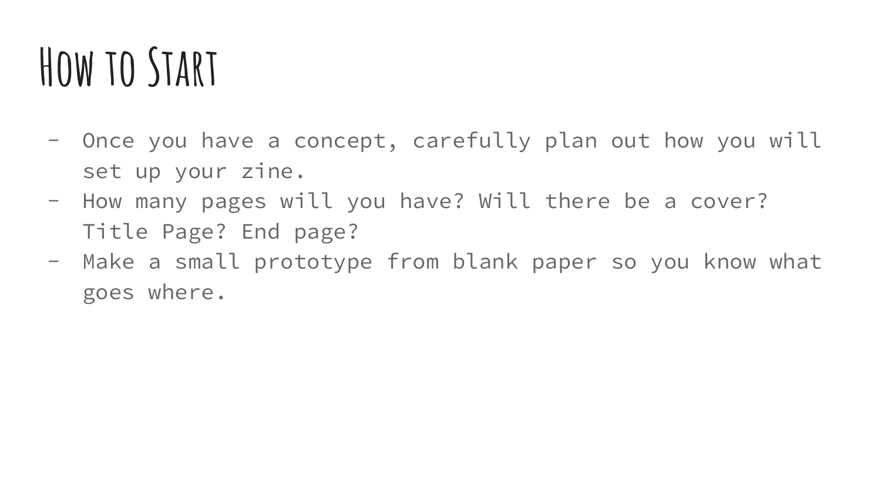# How to Start

- Once you have a concept, carefully plan out how you will set up your zine.
- How many pages will you have? Will there be a cover? Title Page? End page?
- Make a small prototype from blank paper so you know what goes where.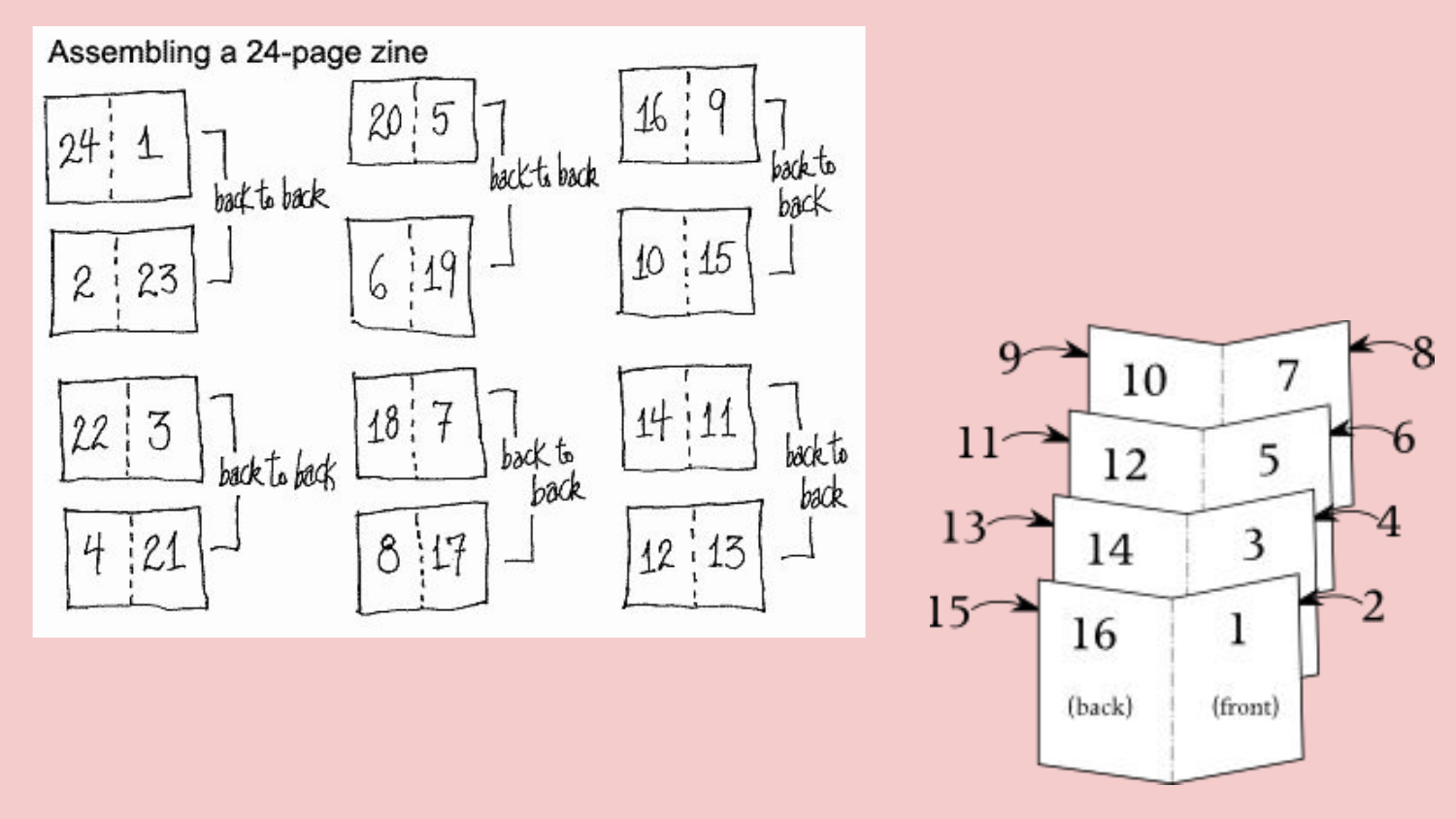Assembling a 24-page zine

| 24 | 1 |
|---|---|
| 2 | 23 |

back to back

| 20 | 5 |
|---|---|
| 6 | 19 |

back to back

| 16 | 9 |
|---|---|
| 10 | 15 |

back to back

| 22 | 3 |
|---|---|
| 4 | 21 |

back to back

| 18 | 7 |
|---|---|
| 8 | 17 |

back to back

| 14 | 11 |
|---|---|
| 12 | 13 |

back to back

| | | |
|---|---|---|
| 9 → | 10 \| 7 | ← 8 |
| 11 → | 12 \| 5 | ← 6 |
| 13 → | 14 \| 3 | ← 4 |
| 15 → | 16 (back) \| 1 (front) | ← 2 |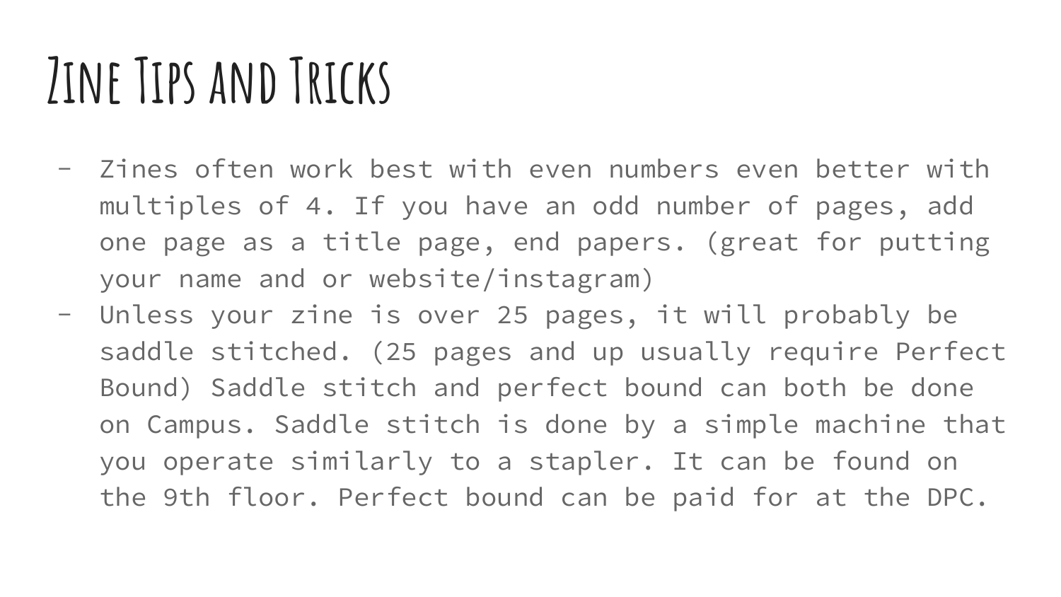# Zine Tips and Tricks

- Zines often work best with even numbers even better with multiples of 4. If you have an odd number of pages, add one page as a title page, end papers. (great for putting your name and or website/instagram)
- Unless your zine is over 25 pages, it will probably be saddle stitched. (25 pages and up usually require Perfect Bound) Saddle stitch and perfect bound can both be done on Campus. Saddle stitch is done by a simple machine that you operate similarly to a stapler. It can be found on the 9th floor. Perfect bound can be paid for at the DPC.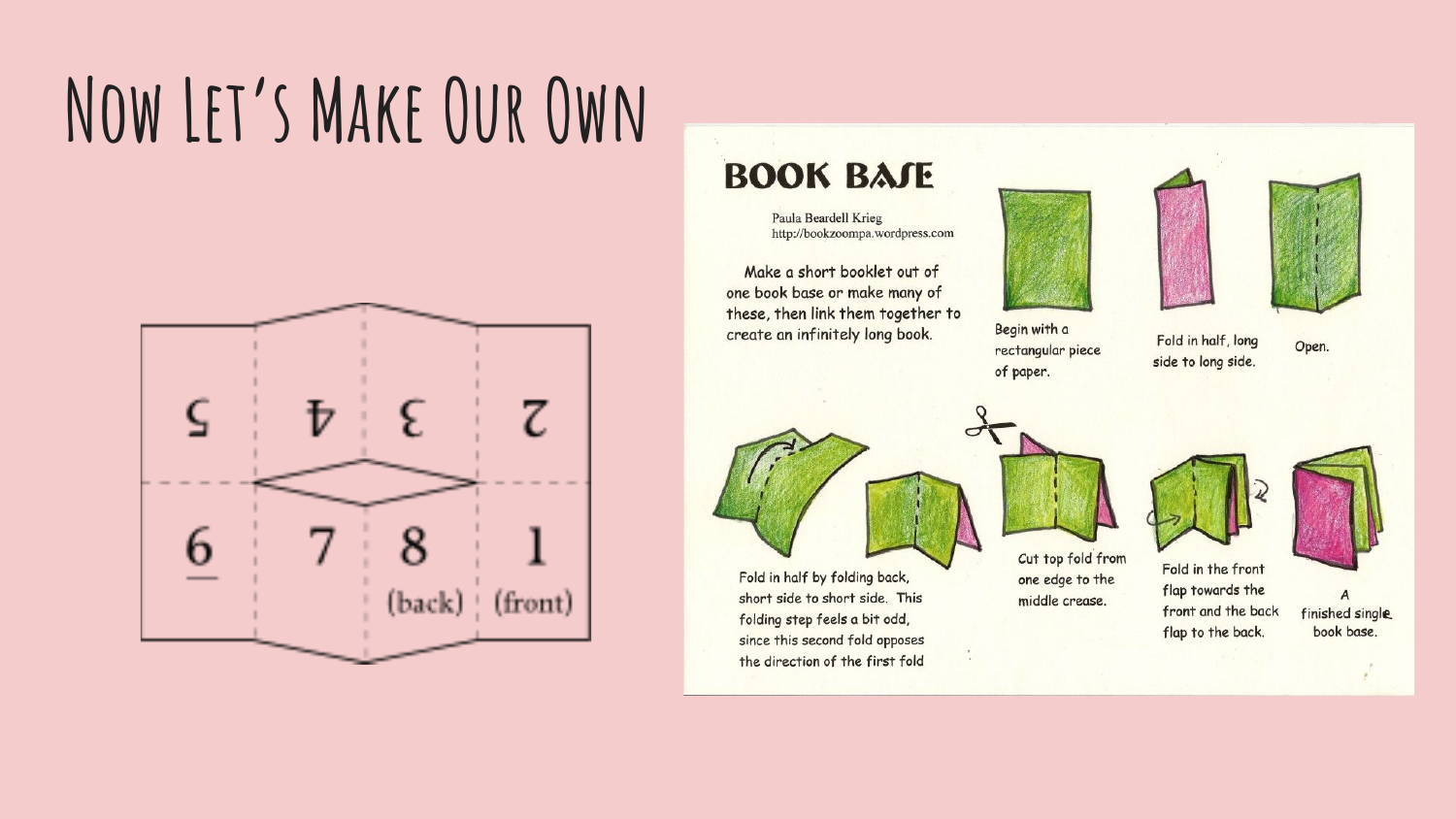# Now Let's Make Our Own

5 4 3 2

6 7 8 1

(back) (front)

## BOOK BASE

Paula Beardell Krieg
http://bookzoompa.wordpress.com

Make a short booklet out of one book base or make many of these, then link them together to create an infinitely long book.

Begin with a rectangular piece of paper.

Fold in half, long side to long side.

Open.

Fold in half by folding back, short side to short side. This folding step feels a bit odd, since this second fold opposes the direction of the first fold

Cut top fold from one edge to the middle crease.

Fold in the front flap towards the front and the back flap to the back.

A finished single book base.